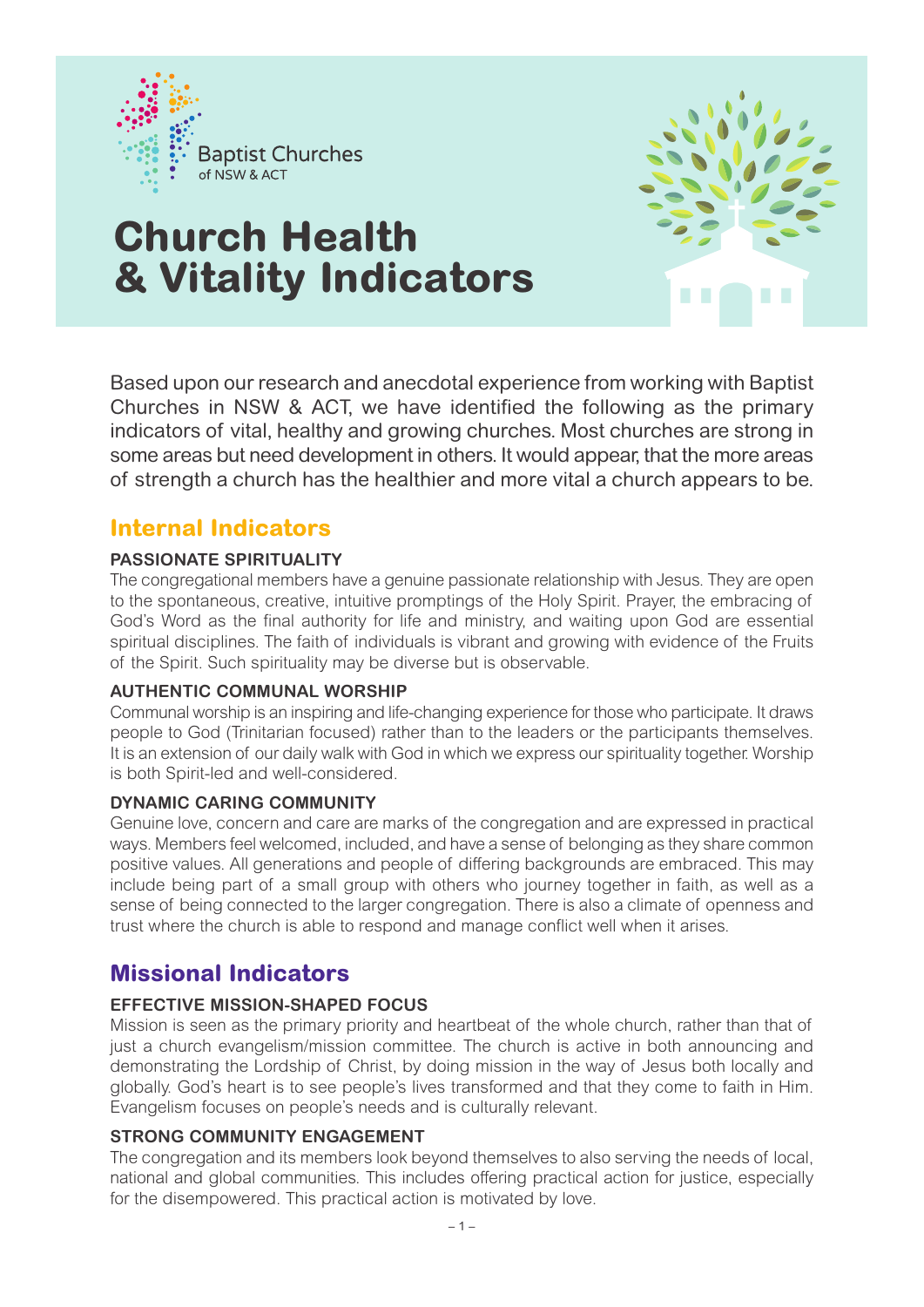Baptist Churches of NSW & ACT

# Church Health & Vitality Indicators

Based upon our research and anecdotal experience from working with Baptist Churches in NSW & ACT, we have identified the following as the primary indicators of vital, healthy and growing churches. Most churches are strong in some areas but need development in others. It would appear, that the more areas of strength a church has the healthier and more vital a church appears to be.

## Internal Indicators

### PASSIONATE SPIRITUALITY

The congregational members have a genuine passionate relationship with Jesus. They are open to the spontaneous, creative, intuitive promptings of the Holy Spirit. Prayer, the embracing of God's Word as the final authority for life and ministry, and waiting upon God are essential spiritual disciplines. The faith of individuals is vibrant and growing with evidence of the Fruits of the Spirit. Such spirituality may be diverse but is observable.

### AUTHENTIC COMMUNAL WORSHIP

Communal worship is an inspiring and life-changing experience for those who participate. It draws people to God (Trinitarian focused) rather than to the leaders or the participants themselves. It is an extension of our daily walk with God in which we express our spirituality together. Worship is both Spirit-led and well-considered.

### DYNAMIC CARING COMMUNITY

Genuine love, concern and care are marks of the congregation and are expressed in practical ways. Members feel welcomed, included, and have a sense of belonging as they share common positive values. All generations and people of differing backgrounds are embraced. This may include being part of a small group with others who journey together in faith, as well as a sense of being connected to the larger congregation. There is also a climate of openness and trust where the church is able to respond and manage conflict well when it arises.

## Missional Indicators

### EFFECTIVE MISSION-SHAPED FOCUS

Mission is seen as the primary priority and heartbeat of the whole church, rather than that of just a church evangelism/mission committee. The church is active in both announcing and demonstrating the Lordship of Christ, by doing mission in the way of Jesus both locally and globally. God's heart is to see people's lives transformed and that they come to faith in Him. Evangelism focuses on people's needs and is culturally relevant.

### STRONG COMMUNITY ENGAGEMENT

The congregation and its members look beyond themselves to also serving the needs of local, national and global communities. This includes offering practical action for justice, especially for the disempowered. This practical action is motivated by love.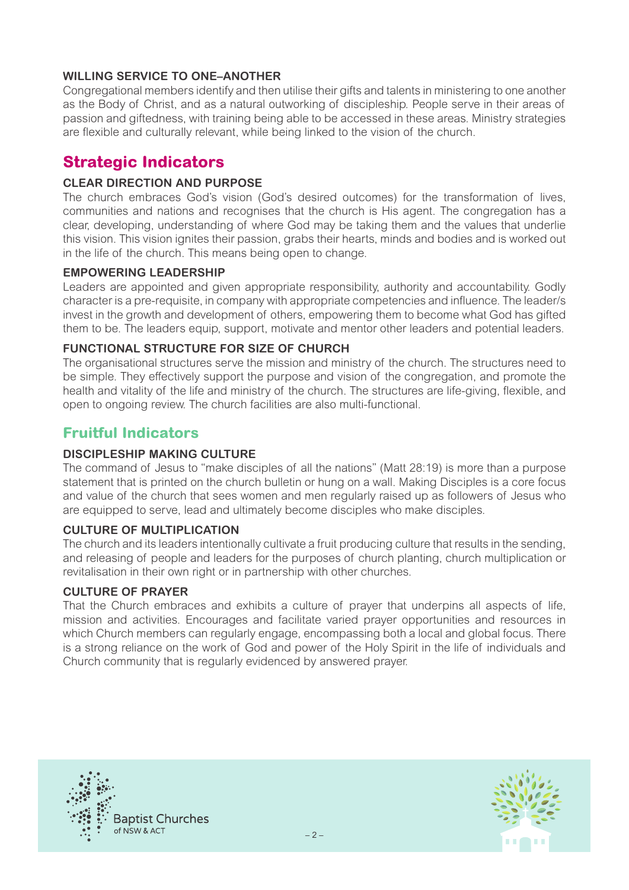### WILLING SERVICE TO ONE–ANOTHER

Congregational members identify and then utilise their gifts and talents in ministering to one another as the Body of Christ, and as a natural outworking of discipleship. People serve in their areas of passion and giftedness, with training being able to be accessed in these areas. Ministry strategies are flexible and culturally relevant, while being linked to the vision of the church.

## Strategic Indicators

### CLEAR DIRECTION AND PURPOSE

The church embraces God's vision (God's desired outcomes) for the transformation of lives, communities and nations and recognises that the church is His agent. The congregation has a clear, developing, understanding of where God may be taking them and the values that underlie this vision. This vision ignites their passion, grabs their hearts, minds and bodies and is worked out in the life of the church. This means being open to change.

### EMPOWERING LEADERSHIP

Leaders are appointed and given appropriate responsibility, authority and accountability. Godly character is a pre-requisite, in company with appropriate competencies and influence. The leader/s invest in the growth and development of others, empowering them to become what God has gifted them to be. The leaders equip, support, motivate and mentor other leaders and potential leaders.

### FUNCTIONAL STRUCTURE FOR SIZE OF CHURCH

The organisational structures serve the mission and ministry of the church. The structures need to be simple. They effectively support the purpose and vision of the congregation, and promote the health and vitality of the life and ministry of the church. The structures are life-giving, flexible, and open to ongoing review. The church facilities are also multi-functional.

## Fruitful Indicators

### DISCIPLESHIP MAKING CULTURE

The command of Jesus to "make disciples of all the nations" (Matt 28:19) is more than a purpose statement that is printed on the church bulletin or hung on a wall. Making Disciples is a core focus and value of the church that sees women and men regularly raised up as followers of Jesus who are equipped to serve, lead and ultimately become disciples who make disciples.

### CULTURE OF MULTIPLICATION

The church and its leaders intentionally cultivate a fruit producing culture that results in the sending, and releasing of people and leaders for the purposes of church planting, church multiplication or revitalisation in their own right or in partnership with other churches.

### CULTURE OF PRAYER

That the Church embraces and exhibits a culture of prayer that underpins all aspects of life, mission and activities. Encourages and facilitate varied prayer opportunities and resources in which Church members can regularly engage, encompassing both a local and global focus. There is a strong reliance on the work of God and power of the Holy Spirit in the life of individuals and Church community that is regularly evidenced by answered prayer.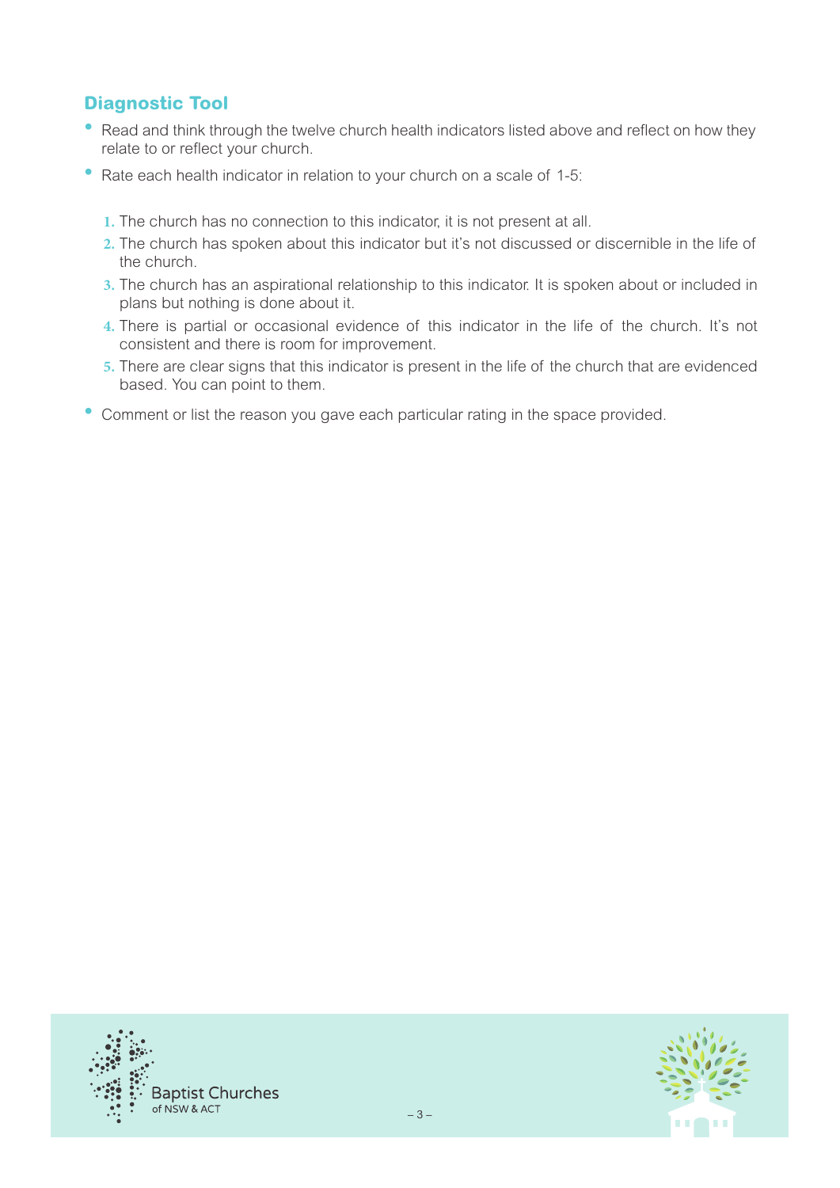## Diagnostic Tool

- Read and think through the twelve church health indicators listed above and reflect on how they relate to or reflect your church.
- Rate each health indicator in relation to your church on a scale of 1-5:

  1. The church has no connection to this indicator, it is not present at all.
  2. The church has spoken about this indicator but it's not discussed or discernible in the life of the church.
  3. The church has an aspirational relationship to this indicator. It is spoken about or included in plans but nothing is done about it.
  4. There is partial or occasional evidence of this indicator in the life of the church. It's not consistent and there is room for improvement.
  5. There are clear signs that this indicator is present in the life of the church that are evidenced based. You can point to them.

- Comment or list the reason you gave each particular rating in the space provided.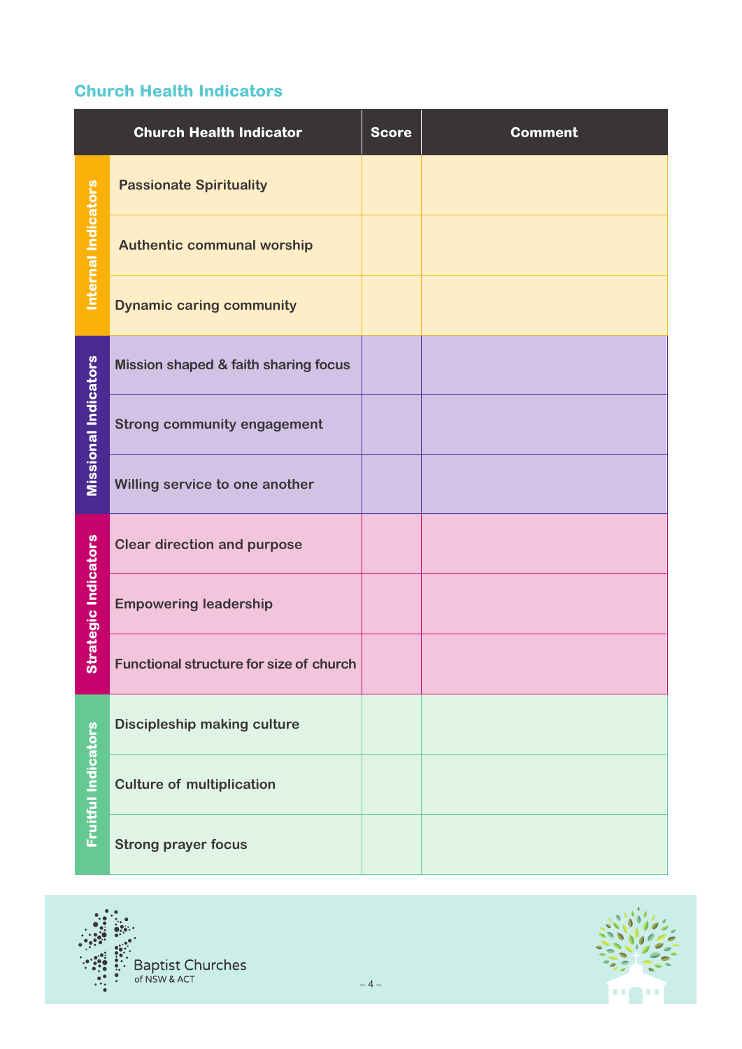## Church Health Indicators

| | Church Health Indicator | Score | Comment |
|---|---|---|---|
| Internal Indicators | Passionate Spirituality | | |
| | Authentic communal worship | | |
| | Dynamic caring community | | |
| Missional Indicators | Mission shaped & faith sharing focus | | |
| | Strong community engagement | | |
| | Willing service to one another | | |
| Strategic Indicators | Clear direction and purpose | | |
| | Empowering leadership | | |
| | Functional structure for size of church | | |
| Fruitful Indicators | Discipleship making culture | | |
| | Culture of multiplication | | |
| | Strong prayer focus | | |

Baptist Churches of NSW & ACT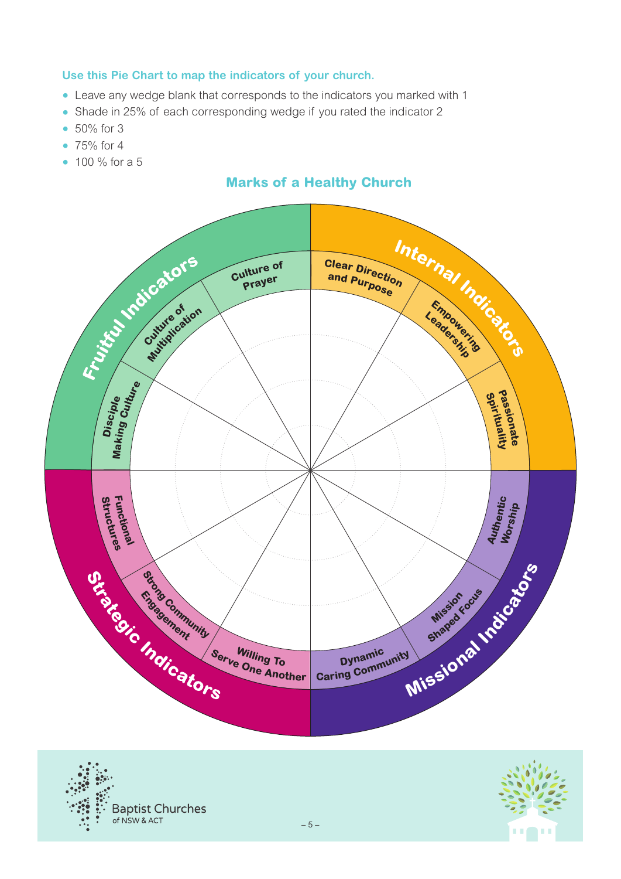**Use this Pie Chart to map the indicators of your church.**

- Leave any wedge blank that corresponds to the indicators you marked with 1
- Shade in 25% of each corresponding wedge if you rated the indicator 2
- 50% for 3
- 75% for 4
- 100 % for a 5

## Marks of a Healthy Church

Internal Indicators

Clear Direction and Purpose

Empowering Leadership

Passionate Spirituality

Missional Indicators

Authentic Worship

Mission Shaped Focus

Dynamic Caring Community

Strategic Indicators

Willing To Serve One Another

Strong Community Engagement

Functional Structures

Fruitful Indicators

Disciple Making Culture

Culture of Multiplication

Culture of Prayer

Baptist Churches of NSW & ACT